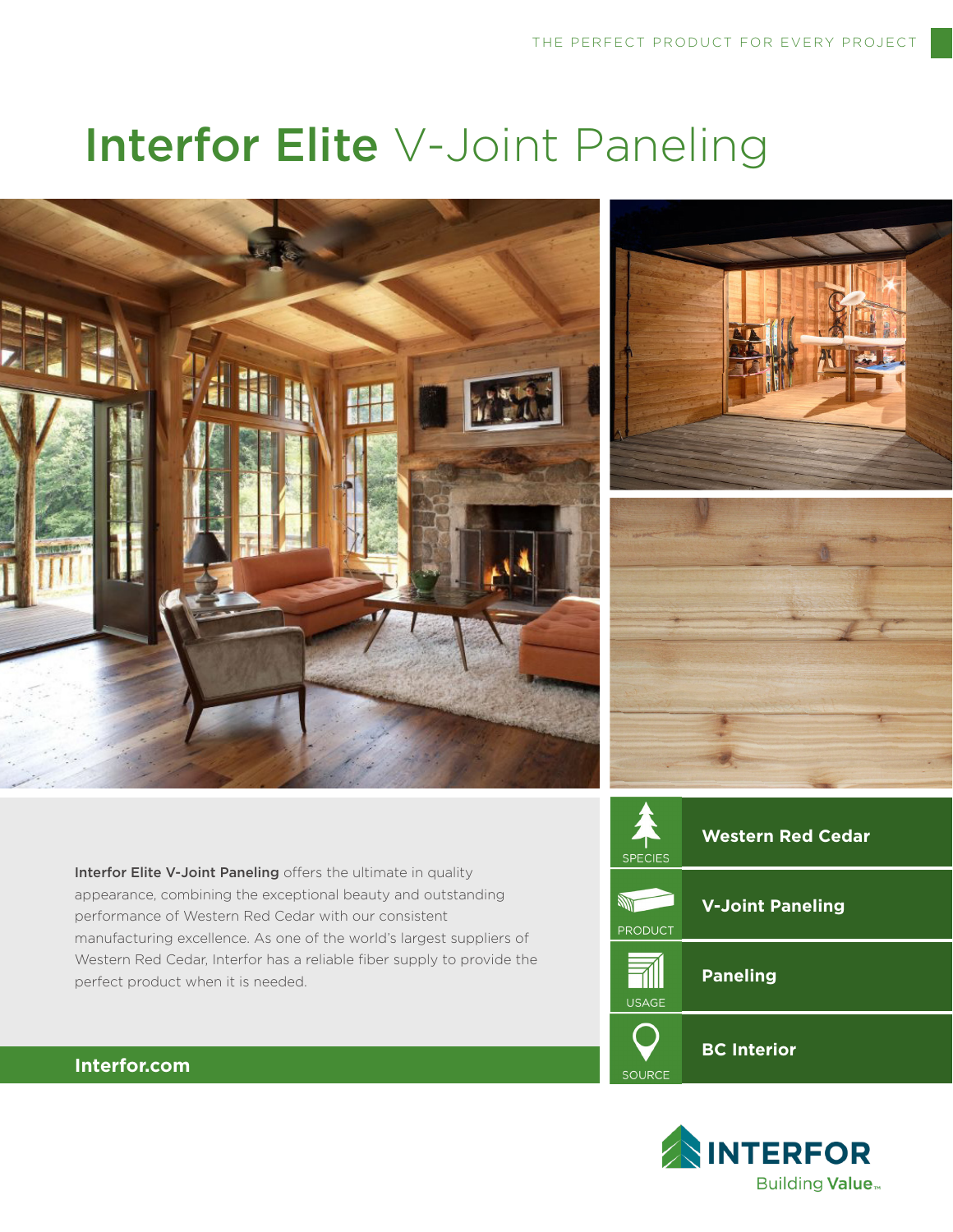THE PERFECT PRODUCT FOR EVERY PROJECT

# **Interfor Elite** V-Joint Paneling

**Interfor Elite V-Joint Paneling** offers the ultimate in quality appearance, combining the exceptional beauty and outstanding performance of Western Red Cedar with our consistent manufacturing excellence. As one of the world's largest suppliers of Western Red Cedar, Interfor has a reliable fiber supply to provide the perfect product when it is needed.

| | |
|---|---|
| SPECIES | **Western Red Cedar** |
| PRODUCT | **V-Joint Paneling** |
| USAGE | **Paneling** |
| SOURCE | **BC Interior** |

**Interfor.com**

INTERFOR
Building **Value**™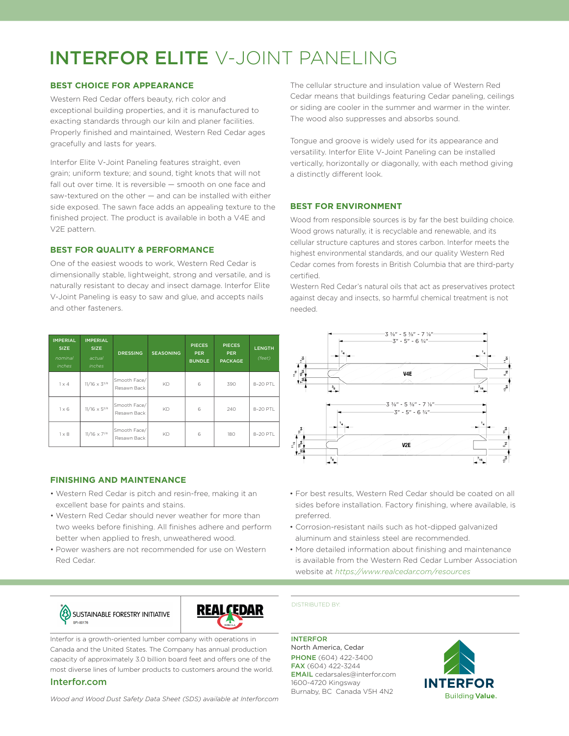# INTERFOR ELITE V-JOINT PANELING

## BEST CHOICE FOR APPEARANCE

Western Red Cedar offers beauty, rich color and exceptional building properties, and it is manufactured to exacting standards through our kiln and planer facilities. Properly finished and maintained, Western Red Cedar ages gracefully and lasts for years.

Interfor Elite V-Joint Paneling features straight, even grain; uniform texture; and sound, tight knots that will not fall out over time. It is reversible — smooth on one face and saw-textured on the other — and can be installed with either side exposed. The sawn face adds an appealing texture to the finished project. The product is available in both a V4E and V2E pattern.

## BEST FOR QUALITY & PERFORMANCE

One of the easiest woods to work, Western Red Cedar is dimensionally stable, lightweight, strong and versatile, and is naturally resistant to decay and insect damage. Interfor Elite V-Joint Paneling is easy to saw and glue, and accepts nails and other fasteners.

The cellular structure and insulation value of Western Red Cedar means that buildings featuring Cedar paneling, ceilings or siding are cooler in the summer and warmer in the winter. The wood also suppresses and absorbs sound.

Tongue and groove is widely used for its appearance and versatility. Interfor Elite V-Joint Paneling can be installed vertically, horizontally or diagonally, with each method giving a distinctly different look.

## BEST FOR ENVIRONMENT

Wood from responsible sources is by far the best building choice. Wood grows naturally, it is recyclable and renewable, and its cellular structure captures and stores carbon. Interfor meets the highest environmental standards, and our quality Western Red Cedar comes from forests in British Columbia that are third-party certified.

Western Red Cedar's natural oils that act as preservatives protect against decay and insects, so harmful chemical treatment is not needed.

| IMPERIAL SIZE *nominal inches* | IMPERIAL SIZE *actual inches* | DRESSING | SEASONING | PIECES PER BUNDLE | PIECES PER PACKAGE | LENGTH *(feet)* |
|---|---|---|---|---|---|---|
| 1 x 4 | 11/16 x 3 5/8 | Smooth Face/ Resawn Back | KD | 6 | 390 | 8-20 PTL |
| 1 x 6 | 11/16 x 5 5/8 | Smooth Face/ Resawn Back | KD | 6 | 240 | 8-20 PTL |
| 1 x 8 | 11/16 x 7 1/8 | Smooth Face/ Resawn Back | KD | 6 | 180 | 8-20 PTL |

3 ⅝" - 5 ⅝" - 7 ⅛"
3" - 5" - 6 ¾"
V4E

3 ⅝" - 5 ⅝" - 7 ⅛"
3" - 5" - 6 ¾"
V2E

## FINISHING AND MAINTENANCE

- Western Red Cedar is pitch and resin-free, making it an excellent base for paints and stains.
- Western Red Cedar should never weather for more than two weeks before finishing. All finishes adhere and perform better when applied to fresh, unweathered wood.
- Power washers are not recommended for use on Western Red Cedar.
- For best results, Western Red Cedar should be coated on all sides before installation. Factory finishing, where available, is preferred.
- Corrosion-resistant nails such as hot-dipped galvanized aluminum and stainless steel are recommended.
- More detailed information about finishing and maintenance is available from the Western Red Cedar Lumber Association website at *https://www.realcedar.com/resources*

SUSTAINABLE FORESTRY INITIATIVE SFI-00176

REAL CEDAR

Interfor is a growth-oriented lumber company with operations in Canada and the United States. The Company has annual production capacity of approximately 3.0 billion board feet and offers one of the most diverse lines of lumber products to customers around the world.

Interfor.com

*Wood and Wood Dust Safety Data Sheet (SDS) available at Interfor.com*

DISTRIBUTED BY:

**INTERFOR**
North America, Cedar
**PHONE** (604) 422-3400
**FAX** (604) 422-3244
**EMAIL** cedarsales@interfor.com
1600-4720 Kingsway
Burnaby, BC Canada V5H 4N2

INTERFOR
Building Value.